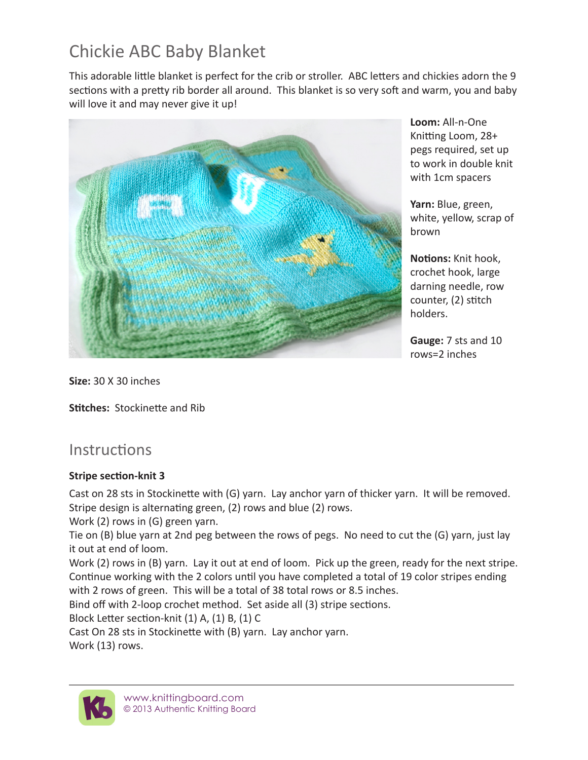# Chickie ABC Baby Blanket

This adorable little blanket is perfect for the crib or stroller. ABC letters and chickies adorn the 9 sections with a pretty rib border all around. This blanket is so very soft and warm, you and baby will love it and may never give it up!

**Loom:** All-n-One Knitting Loom, 28+ pegs required, set up to work in double knit with 1cm spacers

**Yarn:** Blue, green, white, yellow, scrap of brown

**Notions:** Knit hook, crochet hook, large darning needle, row counter, (2) stitch holders.

**Gauge:** 7 sts and 10 rows=2 inches

**Size:** 30 X 30 inches

**Stitches:** Stockinette and Rib

## Instructions

**Stripe section-knit 3**

Cast on 28 sts in Stockinette with (G) yarn. Lay anchor yarn of thicker yarn. It will be removed.
Stripe design is alternating green, (2) rows and blue (2) rows.
Work (2) rows in (G) green yarn.
Tie on (B) blue yarn at 2nd peg between the rows of pegs. No need to cut the (G) yarn, just lay it out at end of loom.
Work (2) rows in (B) yarn. Lay it out at end of loom. Pick up the green, ready for the next stripe.
Continue working with the 2 colors until you have completed a total of 19 color stripes ending with 2 rows of green. This will be a total of 38 total rows or 8.5 inches.
Bind off with 2-loop crochet method. Set aside all (3) stripe sections.
Block Letter section-knit (1) A, (1) B, (1) C
Cast On 28 sts in Stockinette with (B) yarn. Lay anchor yarn.
Work (13) rows.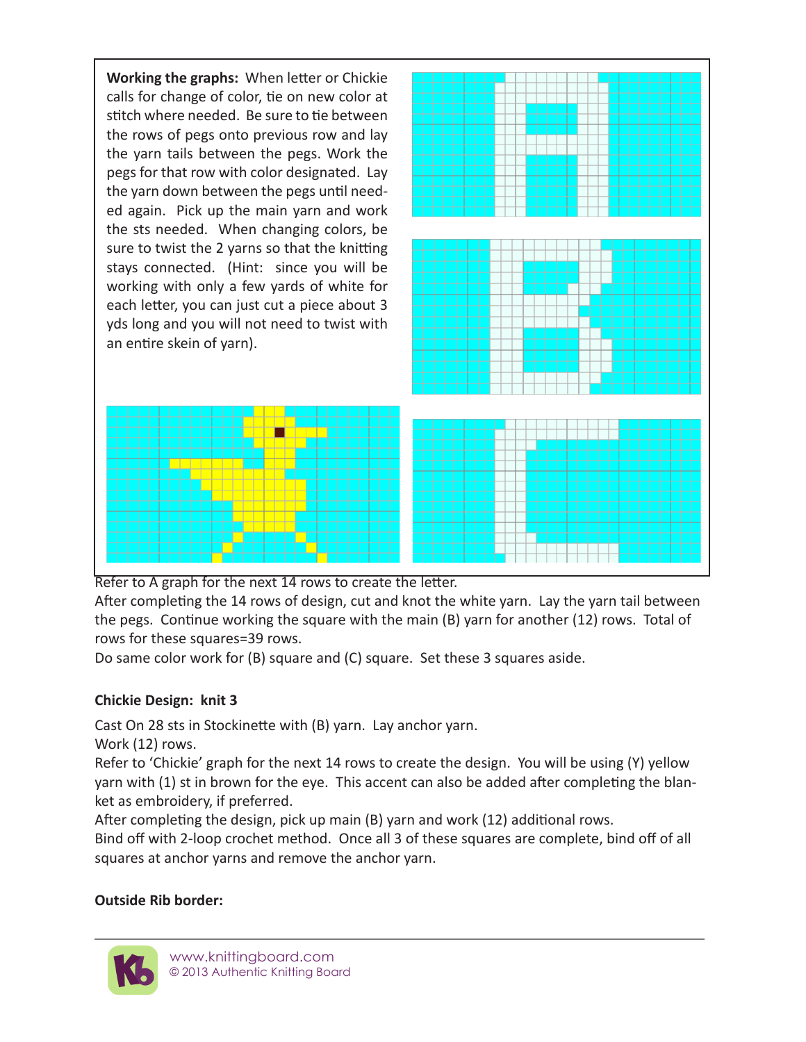**Working the graphs:** When letter or Chickie calls for change of color, tie on new color at stitch where needed. Be sure to tie between the rows of pegs onto previous row and lay the yarn tails between the pegs. Work the pegs for that row with color designated. Lay the yarn down between the pegs until needed again. Pick up the main yarn and work the sts needed. When changing colors, be sure to twist the 2 yarns so that the knitting stays connected. (Hint: since you will be working with only a few yards of white for each letter, you can just cut a piece about 3 yds long and you will not need to twist with an entire skein of yarn).

Refer to A graph for the next 14 rows to create the letter.

After completing the 14 rows of design, cut and knot the white yarn. Lay the yarn tail between the pegs. Continue working the square with the main (B) yarn for another (12) rows. Total of rows for these squares=39 rows.

Do same color work for (B) square and (C) square. Set these 3 squares aside.

**Chickie Design: knit 3**

Cast On 28 sts in Stockinette with (B) yarn. Lay anchor yarn.

Work (12) rows.

Refer to 'Chickie' graph for the next 14 rows to create the design. You will be using (Y) yellow yarn with (1) st in brown for the eye. This accent can also be added after completing the blanket as embroidery, if preferred.

After completing the design, pick up main (B) yarn and work (12) additional rows.

Bind off with 2-loop crochet method. Once all 3 of these squares are complete, bind off of all squares at anchor yarns and remove the anchor yarn.

**Outside Rib border:**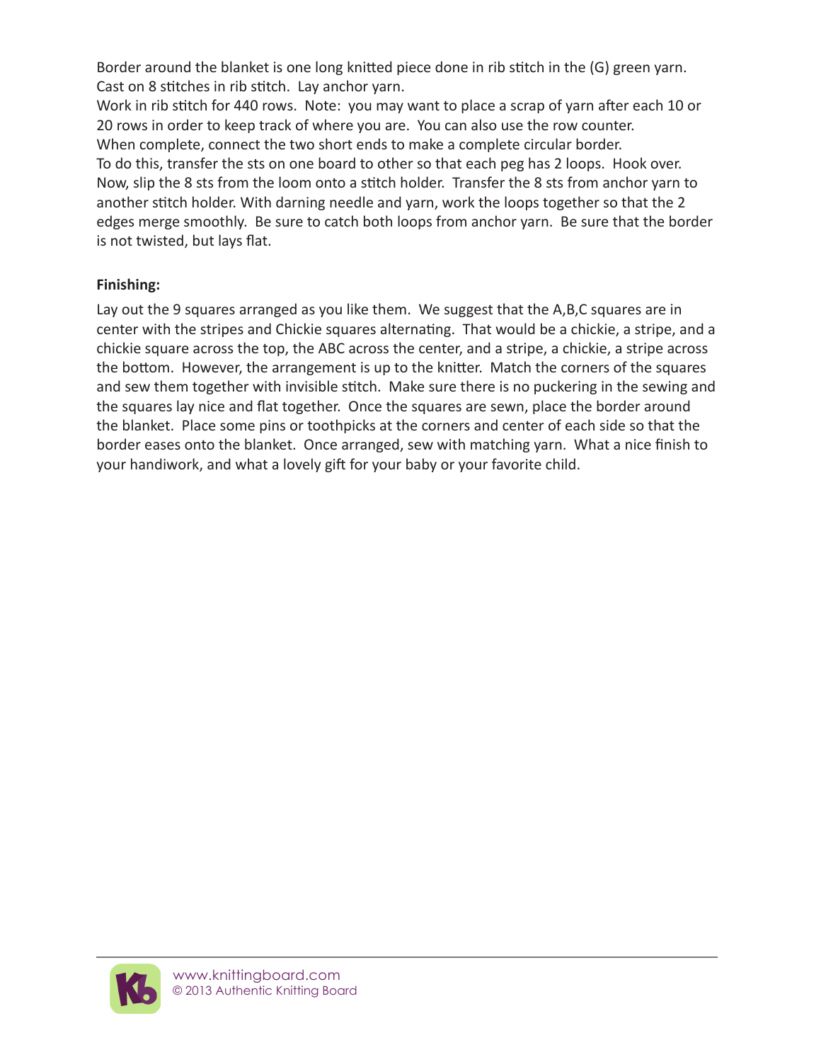Border around the blanket is one long knitted piece done in rib stitch in the (G) green yarn. Cast on 8 stitches in rib stitch. Lay anchor yarn.
Work in rib stitch for 440 rows. Note: you may want to place a scrap of yarn after each 10 or 20 rows in order to keep track of where you are. You can also use the row counter.
When complete, connect the two short ends to make a complete circular border.
To do this, transfer the sts on one board to other so that each peg has 2 loops. Hook over. Now, slip the 8 sts from the loom onto a stitch holder. Transfer the 8 sts from anchor yarn to another stitch holder. With darning needle and yarn, work the loops together so that the 2 edges merge smoothly. Be sure to catch both loops from anchor yarn. Be sure that the border is not twisted, but lays flat.

**Finishing:**

Lay out the 9 squares arranged as you like them. We suggest that the A,B,C squares are in center with the stripes and Chickie squares alternating. That would be a chickie, a stripe, and a chickie square across the top, the ABC across the center, and a stripe, a chickie, a stripe across the bottom. However, the arrangement is up to the knitter. Match the corners of the squares and sew them together with invisible stitch. Make sure there is no puckering in the sewing and the squares lay nice and flat together. Once the squares are sewn, place the border around the blanket. Place some pins or toothpicks at the corners and center of each side so that the border eases onto the blanket. Once arranged, sew with matching yarn. What a nice finish to your handiwork, and what a lovely gift for your baby or your favorite child.